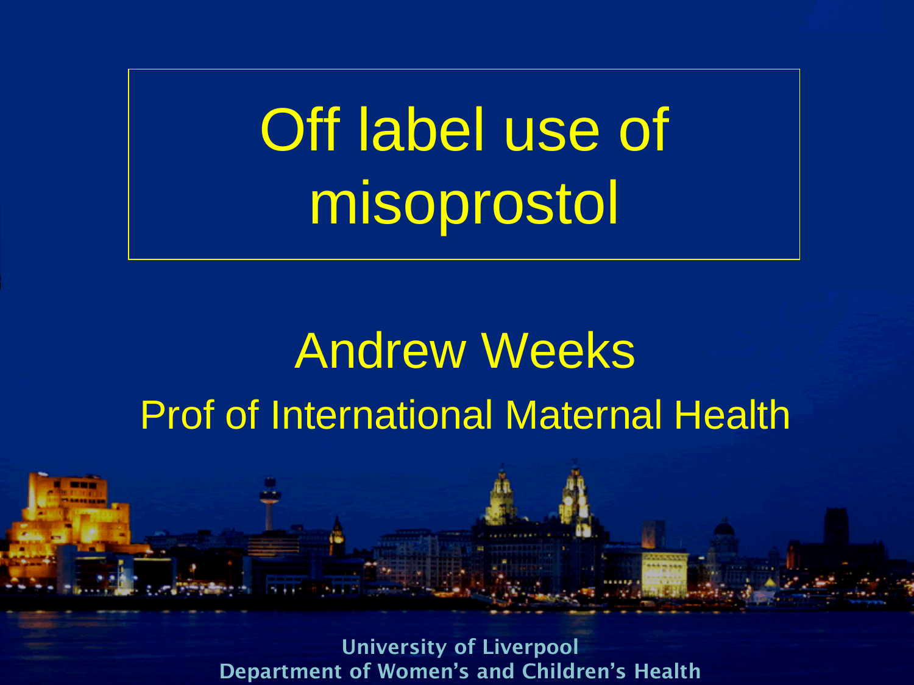# Off label use of misoprostol

## Andrew Weeks

Prof of International Maternal Health

**University of Liverpool**
**Department of Women's and Children's Health**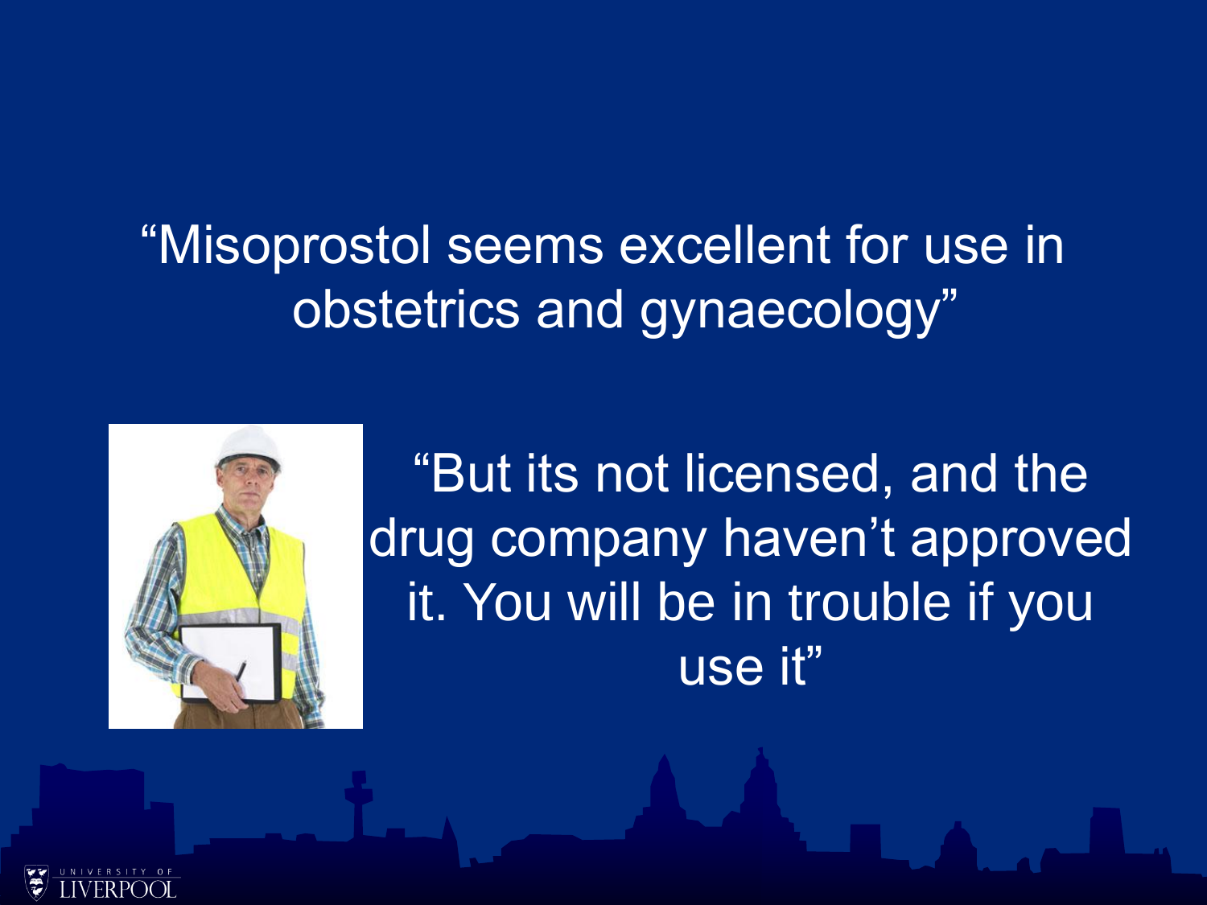"Misoprostol seems excellent for use in obstetrics and gynaecology"

"But its not licensed, and the drug company haven't approved it. You will be in trouble if you use it"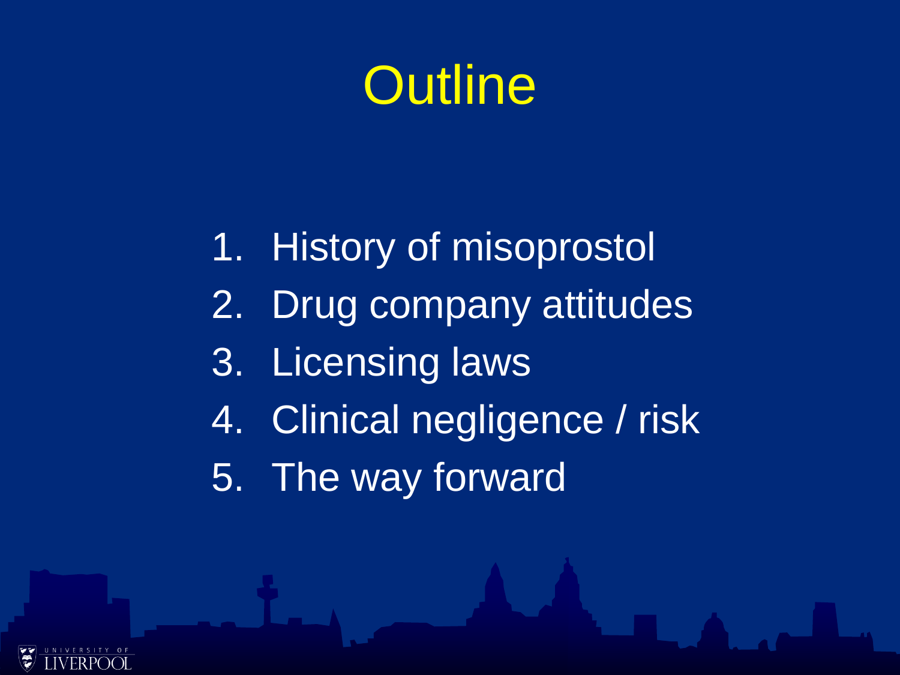# Outline

1. History of misoprostol
2. Drug company attitudes
3. Licensing laws
4. Clinical negligence / risk
5. The way forward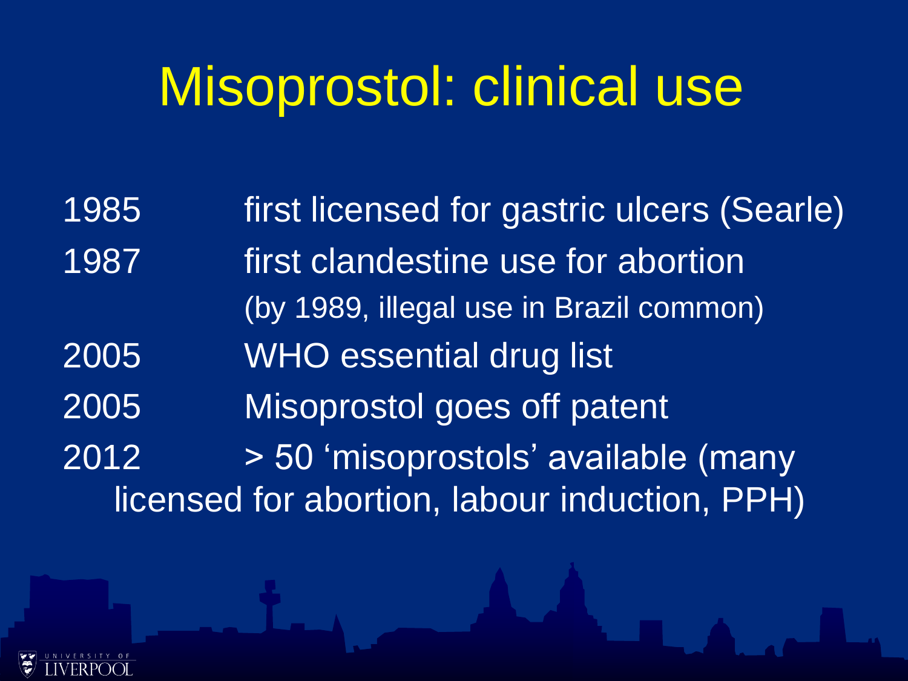# Misoprostol: clinical use

| | |
|---|---|
| 1985 | first licensed for gastric ulcers (Searle) |
| 1987 | first clandestine use for abortion (by 1989, illegal use in Brazil common) |
| 2005 | WHO essential drug list |
| 2005 | Misoprostol goes off patent |
| 2012 | > 50 'misoprostols' available (many licensed for abortion, labour induction, PPH) |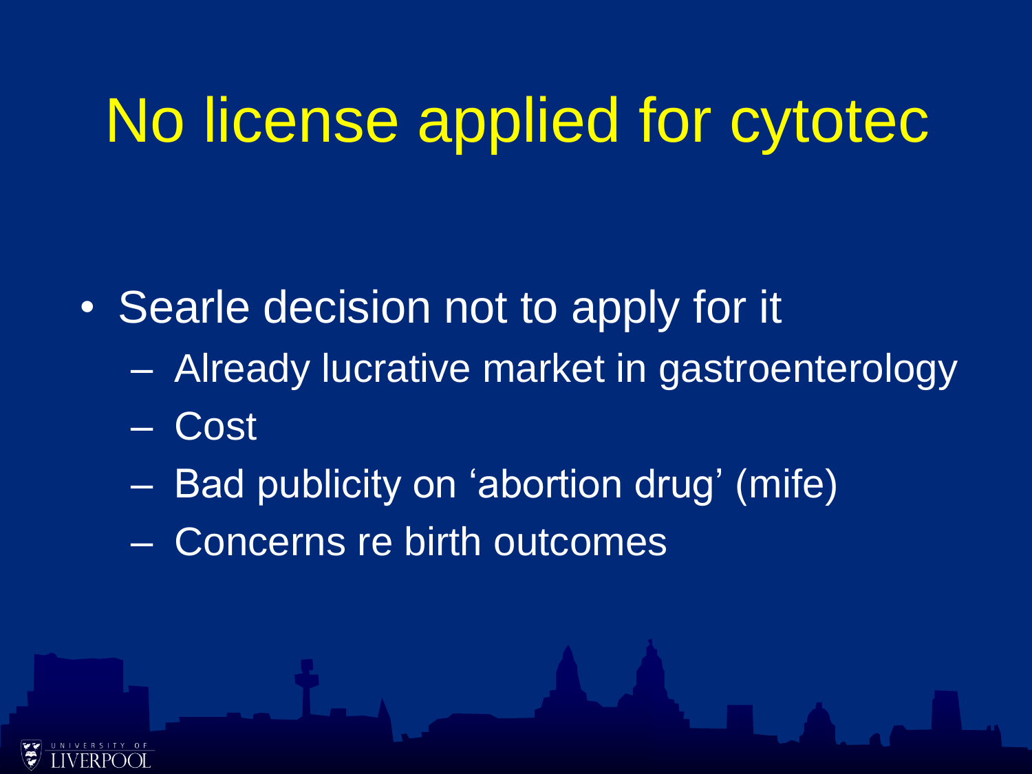# No license applied for cytotec

- Searle decision not to apply for it
  - Already lucrative market in gastroenterology
  - Cost
  - Bad publicity on 'abortion drug' (mife)
  - Concerns re birth outcomes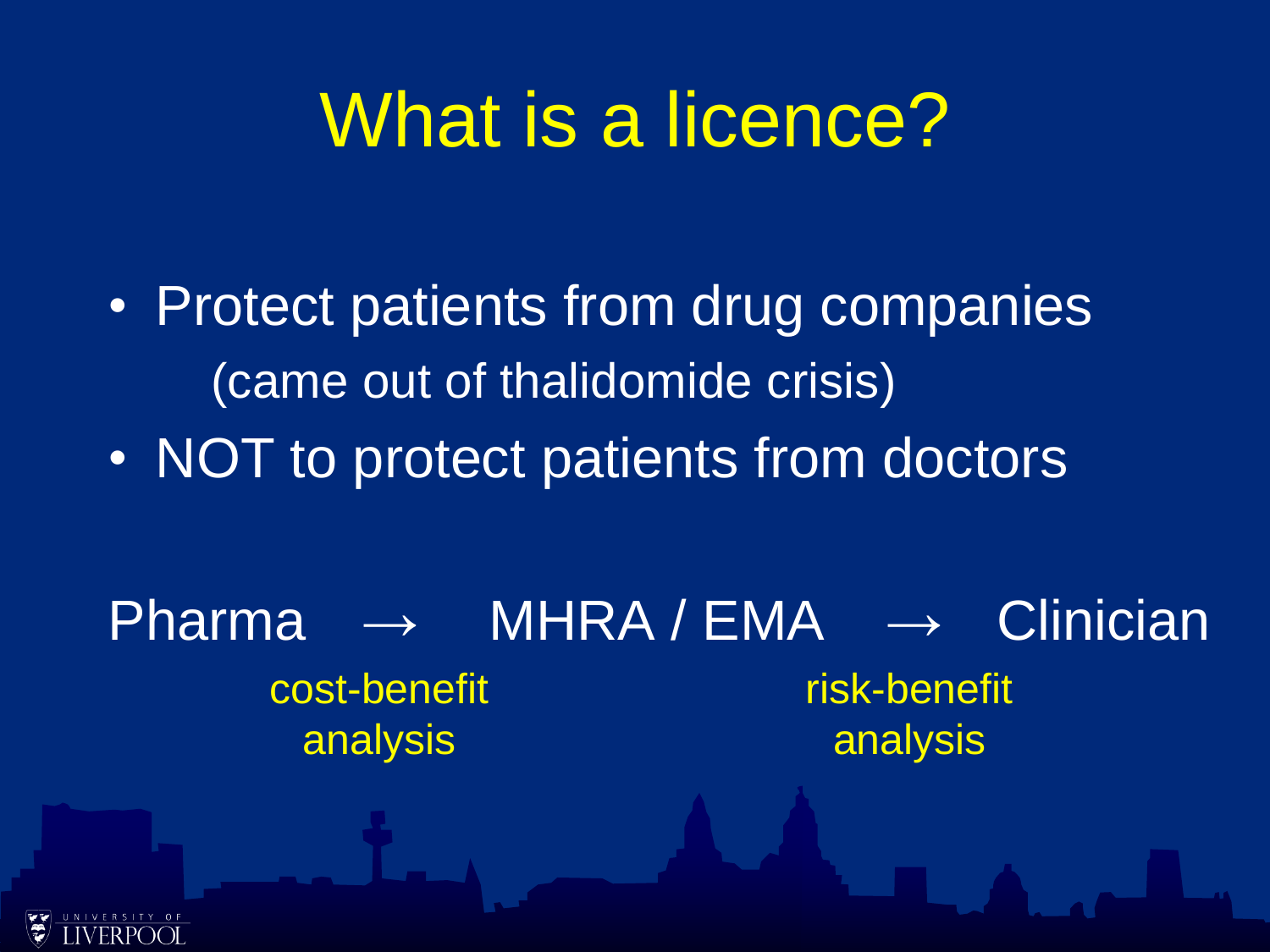# What is a licence?

- Protect patients from drug companies
  (came out of thalidomide crisis)
- NOT to protect patients from doctors

Pharma → MHRA / EMA → Clinician

cost-benefit analysis

risk-benefit analysis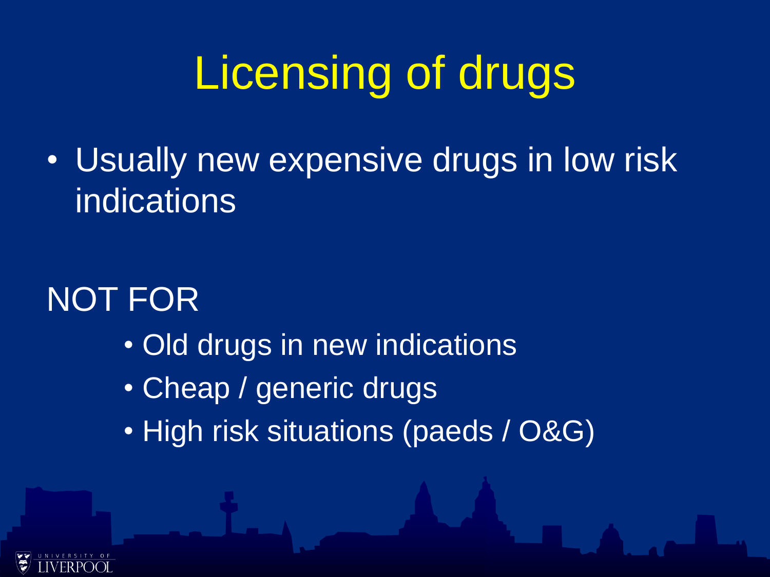# Licensing of drugs

- Usually new expensive drugs in low risk indications

NOT FOR

- Old drugs in new indications
- Cheap / generic drugs
- High risk situations (paeds / O&G)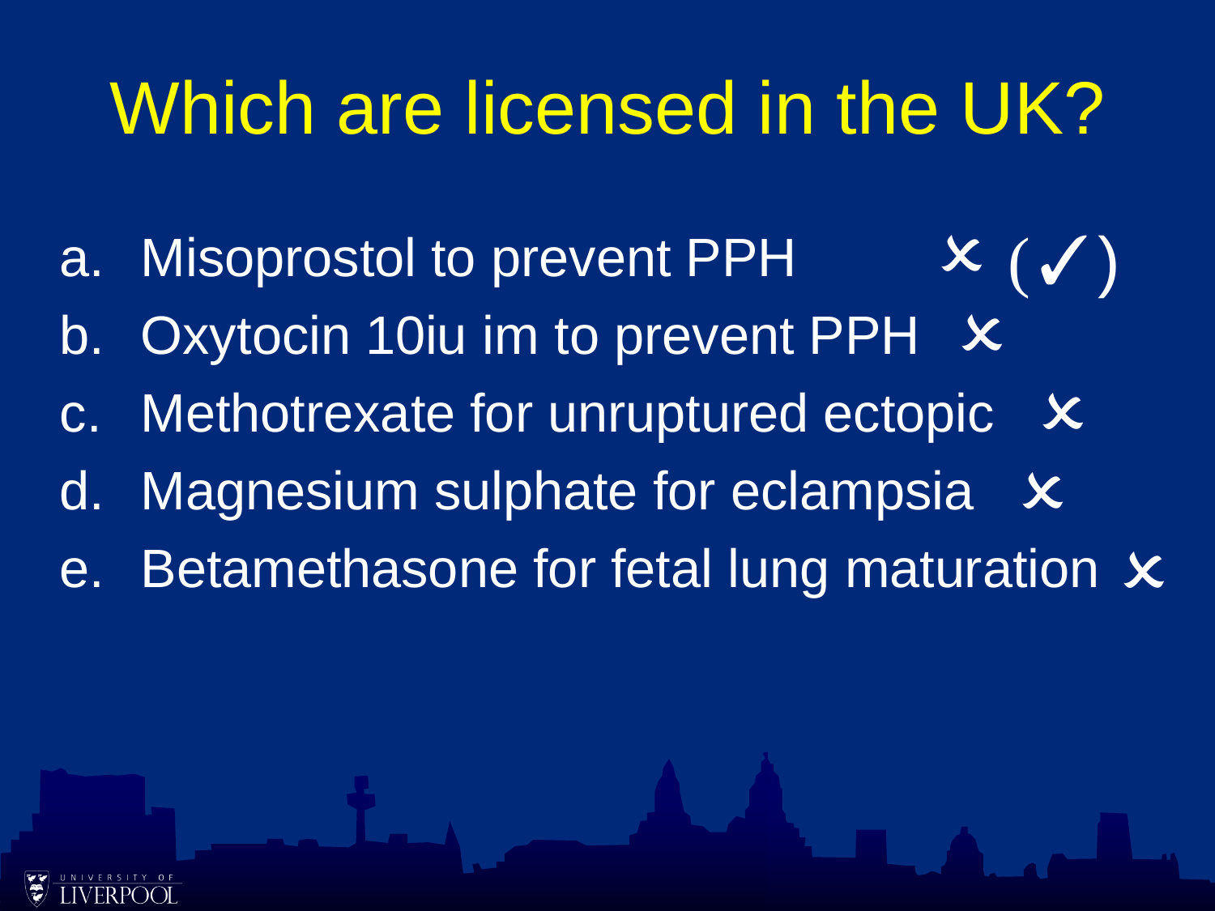# Which are licensed in the UK?

a. Misoprostol to prevent PPH ✗ (✓)
b. Oxytocin 10iu im to prevent PPH ✗
c. Methotrexate for unruptured ectopic ✗
d. Magnesium sulphate for eclampsia ✗
e. Betamethasone for fetal lung maturation ✗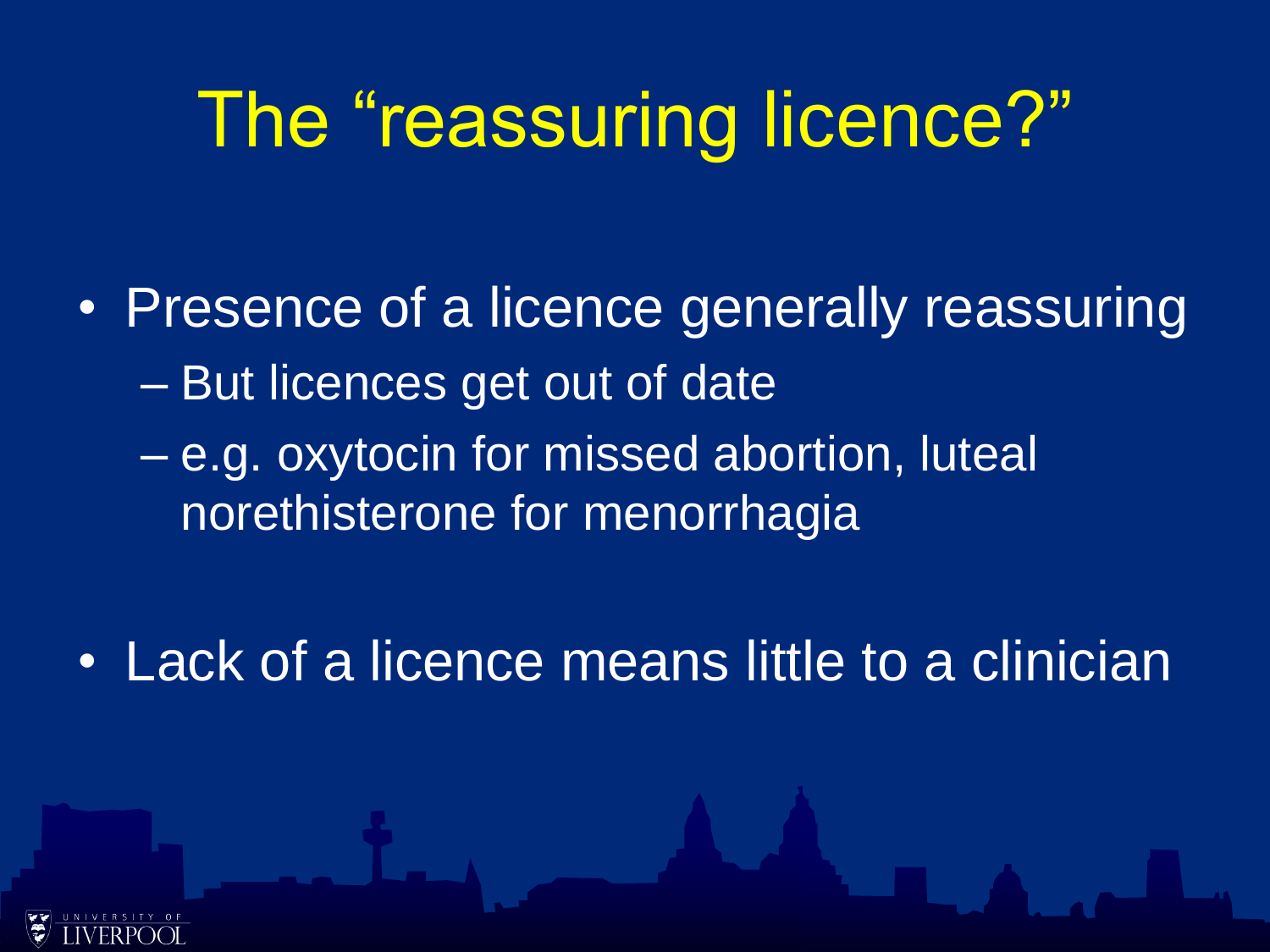# The "reassuring licence?"

- Presence of a licence generally reassuring
  - But licences get out of date
  - e.g. oxytocin for missed abortion, luteal norethisterone for menorrhagia
- Lack of a licence means little to a clinician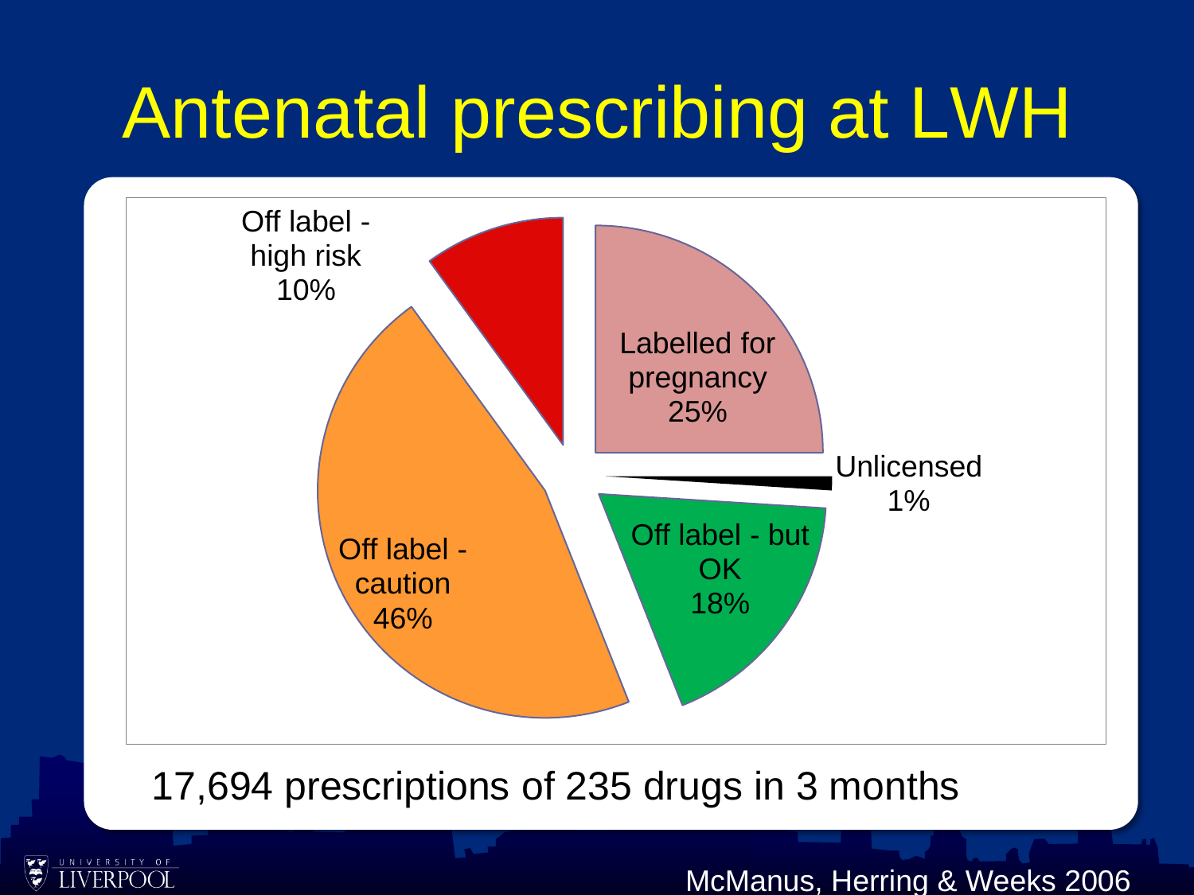# Antenatal prescribing at LWH

| Category | Percentage |
| --- | --- |
| Labelled for pregnancy | 25% |
| Unlicensed | 1% |
| Off label - but OK | 18% |
| Off label - caution | 46% |
| Off label - high risk | 10% |

17,694 prescriptions of 235 drugs in 3 months

McManus, Herring & Weeks 2006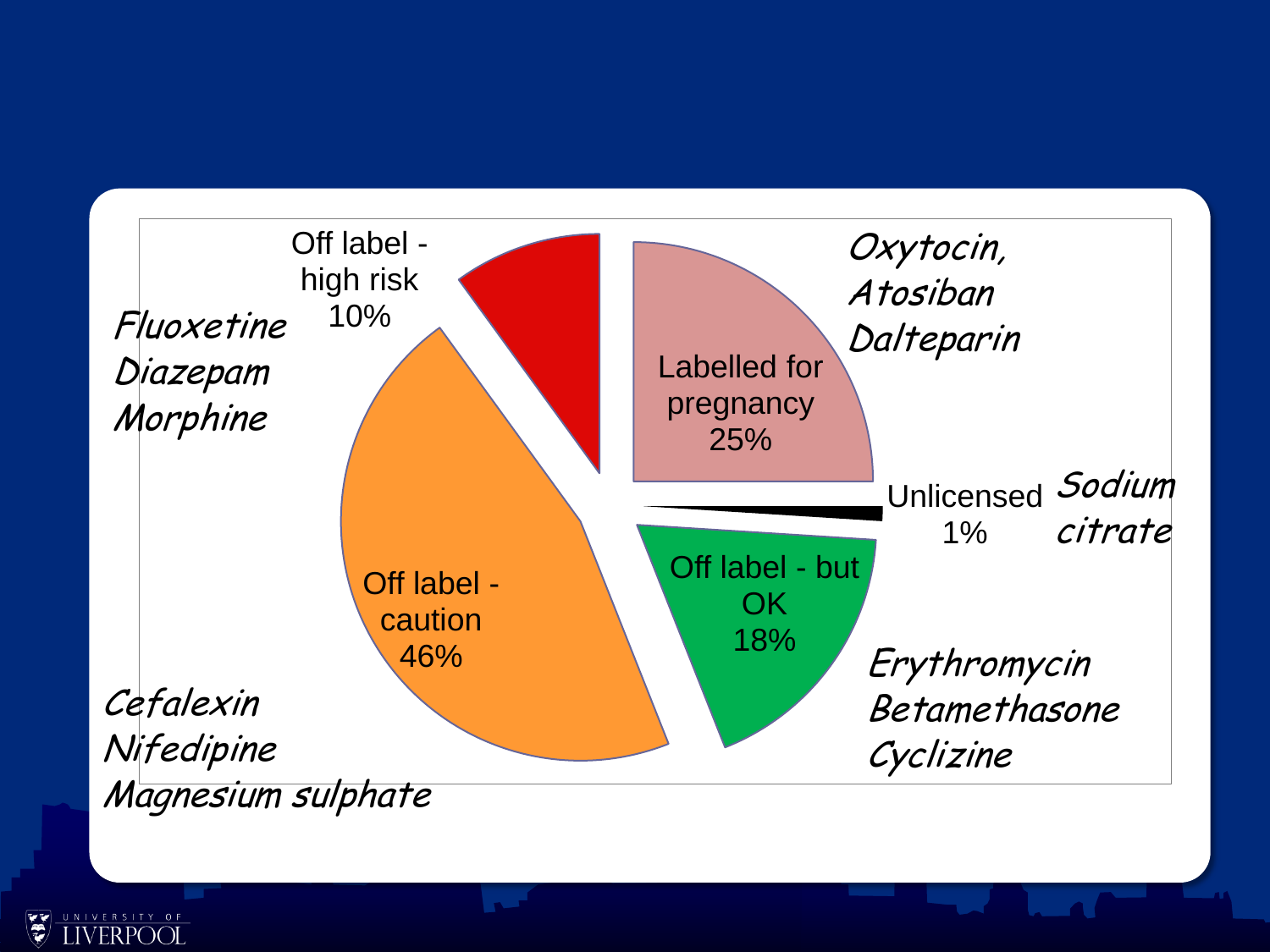| Category | Percentage | Examples |
|---|---|---|
| Labelled for pregnancy | 25% | Oxytocin, Atosiban, Dalteparin |
| Unlicensed | 1% | Sodium citrate |
| Off label - but OK | 18% | Erythromycin, Betamethasone, Cyclizine |
| Off label - caution | 46% | Cefalexin, Nifedipine, Magnesium sulphate |
| Off label - high risk | 10% | Fluoxetine, Diazepam, Morphine |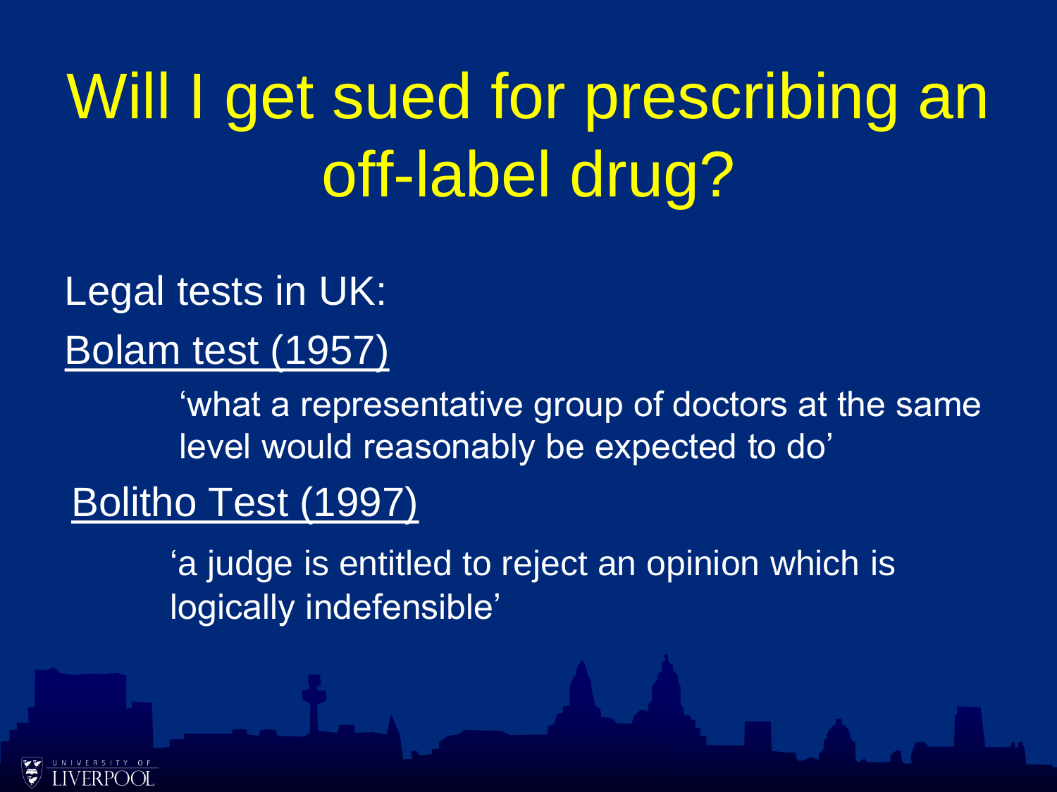# Will I get sued for prescribing an off-label drug?

Legal tests in UK:

Bolam test (1957)

> 'what a representative group of doctors at the same level would reasonably be expected to do'

Bolitho Test (1997)

> 'a judge is entitled to reject an opinion which is logically indefensible'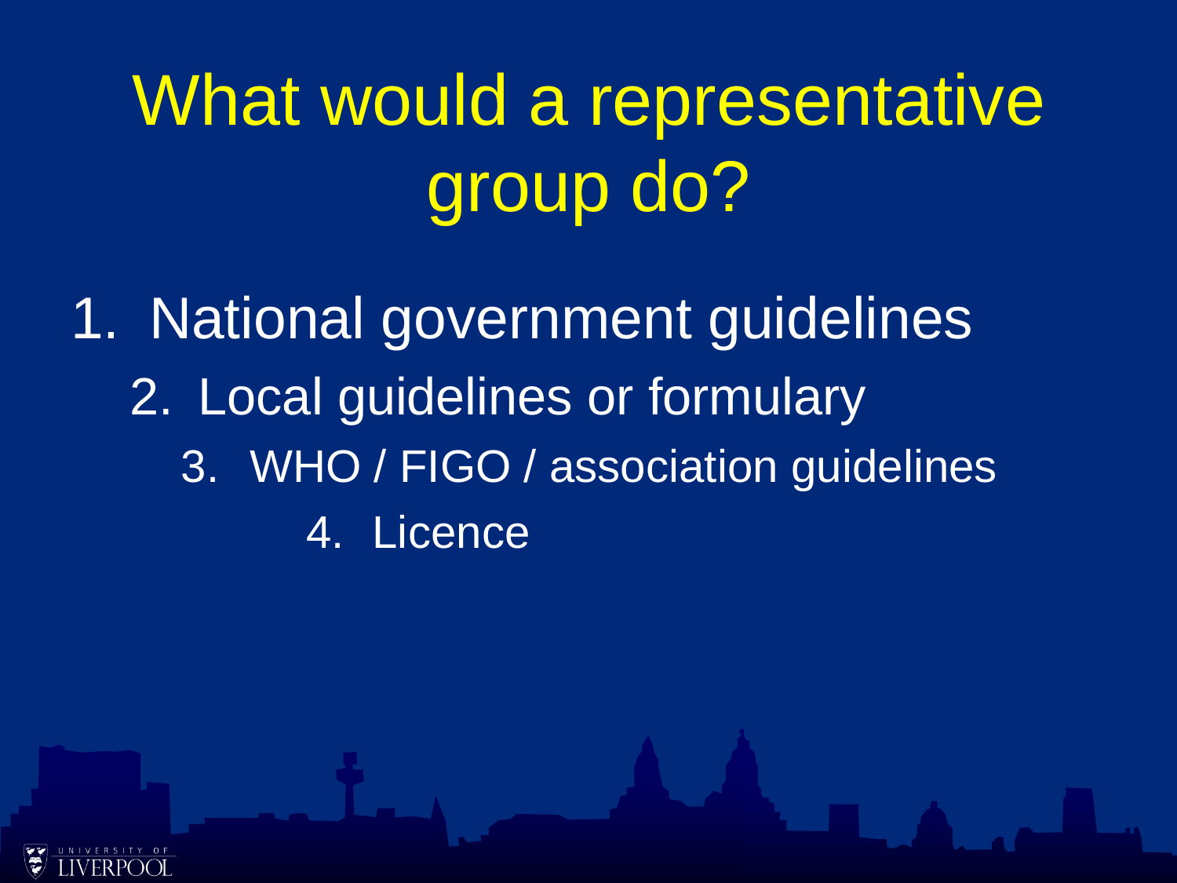# What would a representative group do?

1. National government guidelines
2. Local guidelines or formulary
3. WHO / FIGO / association guidelines
4. Licence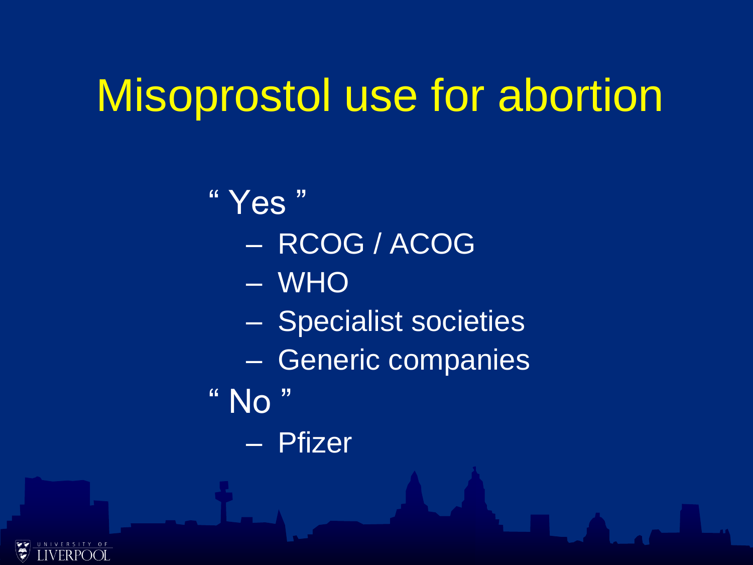# Misoprostol use for abortion

- " Yes "
  - RCOG / ACOG
  - WHO
  - Specialist societies
  - Generic companies
- " No "
  - Pfizer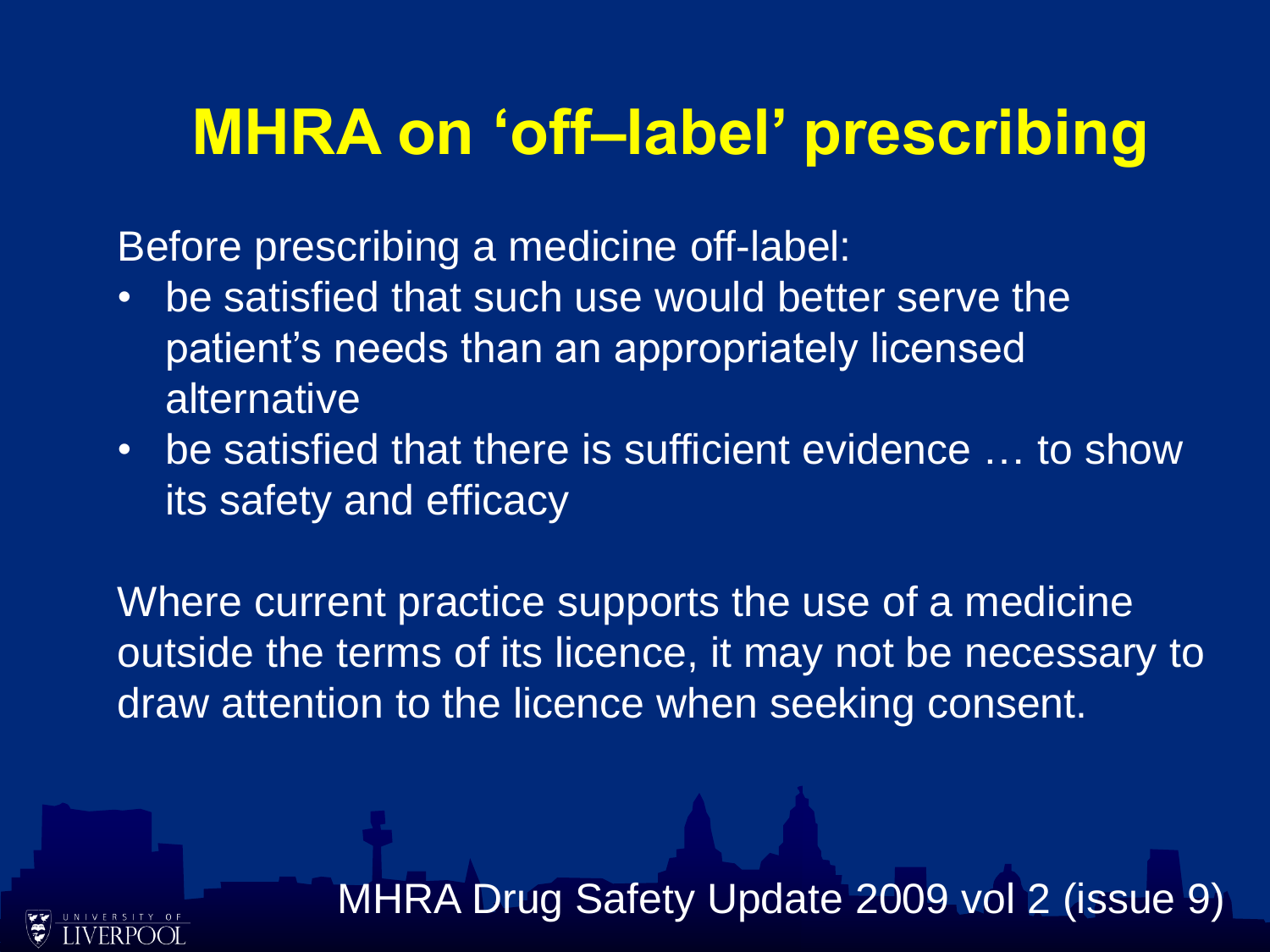# MHRA on 'off–label' prescribing

Before prescribing a medicine off-label:

- be satisfied that such use would better serve the patient's needs than an appropriately licensed alternative
- be satisfied that there is sufficient evidence … to show its safety and efficacy

Where current practice supports the use of a medicine outside the terms of its licence, it may not be necessary to draw attention to the licence when seeking consent.

MHRA Drug Safety Update 2009 vol 2 (issue 9)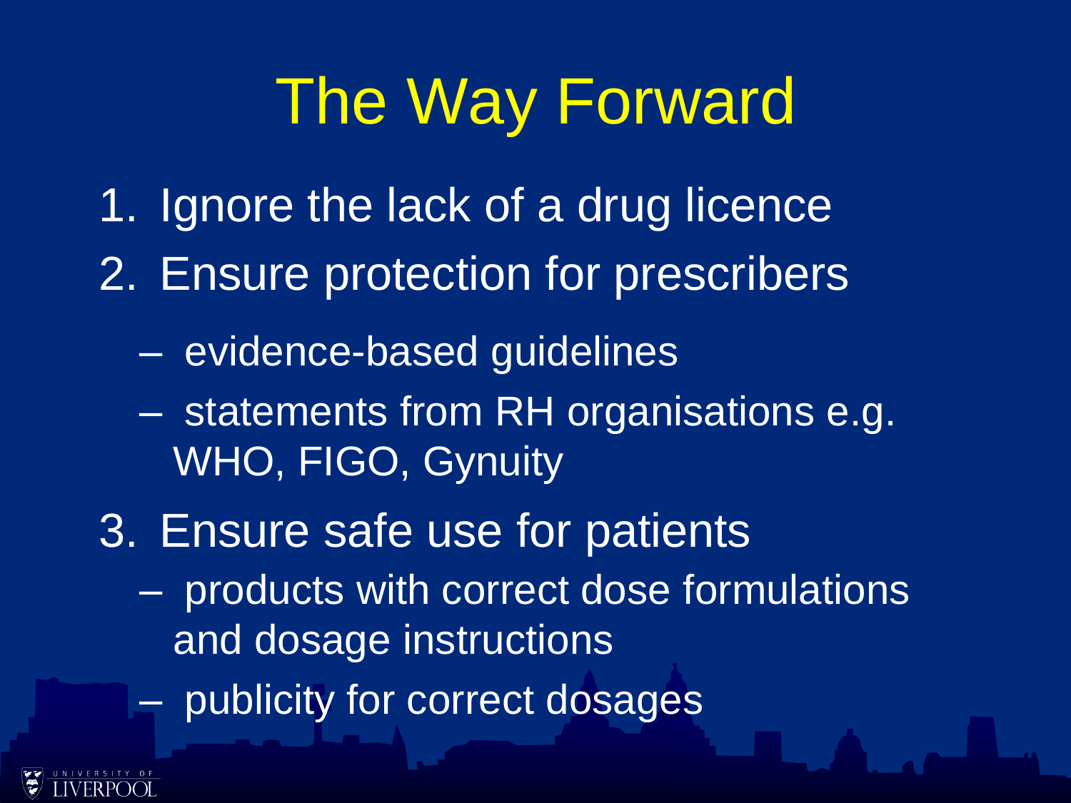# The Way Forward

1. Ignore the lack of a drug licence
2. Ensure protection for prescribers
   - evidence-based guidelines
   - statements from RH organisations e.g. WHO, FIGO, Gynuity
3. Ensure safe use for patients
   - products with correct dose formulations and dosage instructions
   - publicity for correct dosages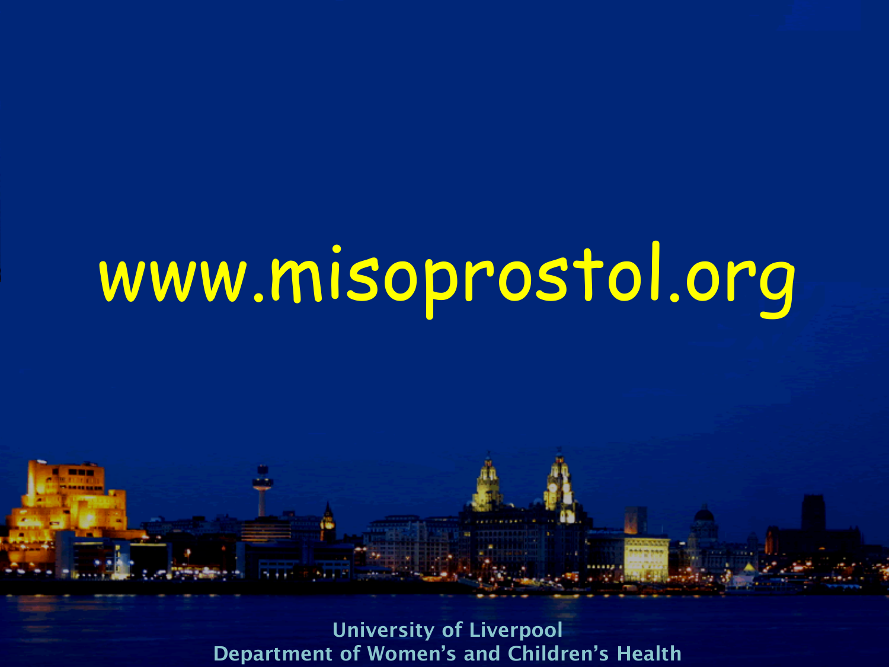# www.misoprostol.org

University of Liverpool
Department of Women's and Children's Health